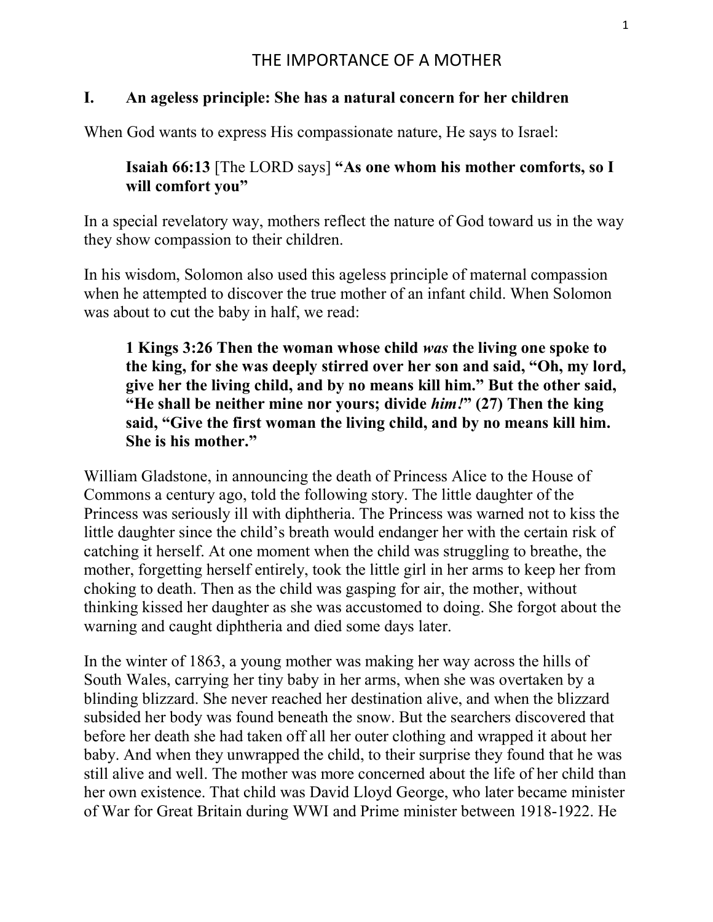# THE IMPORTANCE OF A MOTHER

## I. An ageless principle: She has a natural concern for her children

When God wants to express His compassionate nature, He says to Israel:

> **Isaiah 66:13** [The LORD says] **"As one whom his mother comforts, so I will comfort you"**

In a special revelatory way, mothers reflect the nature of God toward us in the way they show compassion to their children.

In his wisdom, Solomon also used this ageless principle of maternal compassion when he attempted to discover the true mother of an infant child. When Solomon was about to cut the baby in half, we read:

> **1 Kings 3:26 Then the woman whose child *was* the living one spoke to the king, for she was deeply stirred over her son and said, "Oh, my lord, give her the living child, and by no means kill him." But the other said, "He shall be neither mine nor yours; divide *him!*" (27) Then the king said, "Give the first woman the living child, and by no means kill him. She is his mother."**

William Gladstone, in announcing the death of Princess Alice to the House of Commons a century ago, told the following story. The little daughter of the Princess was seriously ill with diphtheria. The Princess was warned not to kiss the little daughter since the child's breath would endanger her with the certain risk of catching it herself. At one moment when the child was struggling to breathe, the mother, forgetting herself entirely, took the little girl in her arms to keep her from choking to death. Then as the child was gasping for air, the mother, without thinking kissed her daughter as she was accustomed to doing. She forgot about the warning and caught diphtheria and died some days later.

In the winter of 1863, a young mother was making her way across the hills of South Wales, carrying her tiny baby in her arms, when she was overtaken by a blinding blizzard. She never reached her destination alive, and when the blizzard subsided her body was found beneath the snow. But the searchers discovered that before her death she had taken off all her outer clothing and wrapped it about her baby. And when they unwrapped the child, to their surprise they found that he was still alive and well. The mother was more concerned about the life of her child than her own existence. That child was David Lloyd George, who later became minister of War for Great Britain during WWI and Prime minister between 1918-1922. He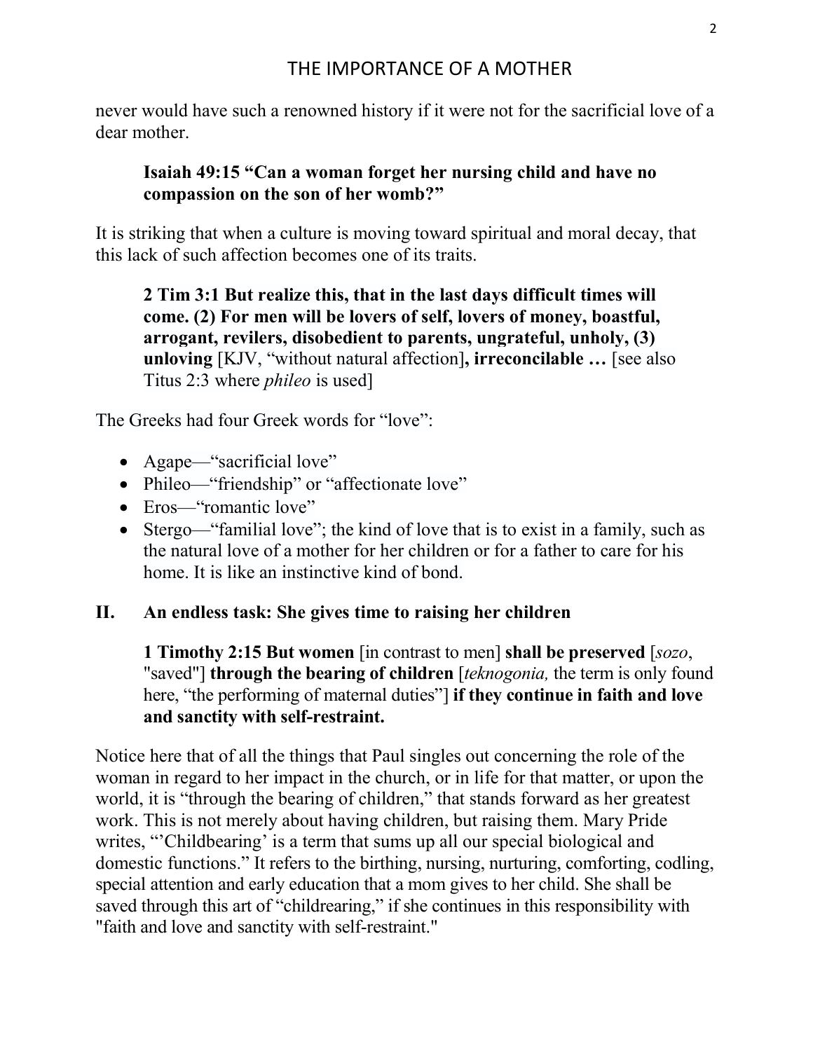never would have such a renowned history if it were not for the sacrificial love of a dear mother.

> **Isaiah 49:15 "Can a woman forget her nursing child and have no compassion on the son of her womb?"**

It is striking that when a culture is moving toward spiritual and moral decay, that this lack of such affection becomes one of its traits.

> **2 Tim 3:1 But realize this, that in the last days difficult times will come. (2) For men will be lovers of self, lovers of money, boastful, arrogant, revilers, disobedient to parents, ungrateful, unholy, (3) unloving** [KJV, "without natural affection]**, irreconcilable …** [see also Titus 2:3 where *phileo* is used]

The Greeks had four Greek words for "love":

- Agape—"sacrificial love"
- Phileo—"friendship" or "affectionate love"
- Eros—"romantic love"
- Stergo—"familial love"; the kind of love that is to exist in a family, such as the natural love of a mother for her children or for a father to care for his home. It is like an instinctive kind of bond.

## II. An endless task: She gives time to raising her children

> **1 Timothy 2:15 But women** [in contrast to men] **shall be preserved** [*sozo*, "saved"] **through the bearing of children** [*teknogonia,* the term is only found here, "the performing of maternal duties"] **if they continue in faith and love and sanctity with self-restraint.**

Notice here that of all the things that Paul singles out concerning the role of the woman in regard to her impact in the church, or in life for that matter, or upon the world, it is "through the bearing of children," that stands forward as her greatest work. This is not merely about having children, but raising them. Mary Pride writes, "'Childbearing' is a term that sums up all our special biological and domestic functions." It refers to the birthing, nursing, nurturing, comforting, codling, special attention and early education that a mom gives to her child. She shall be saved through this art of "childrearing," if she continues in this responsibility with "faith and love and sanctity with self-restraint."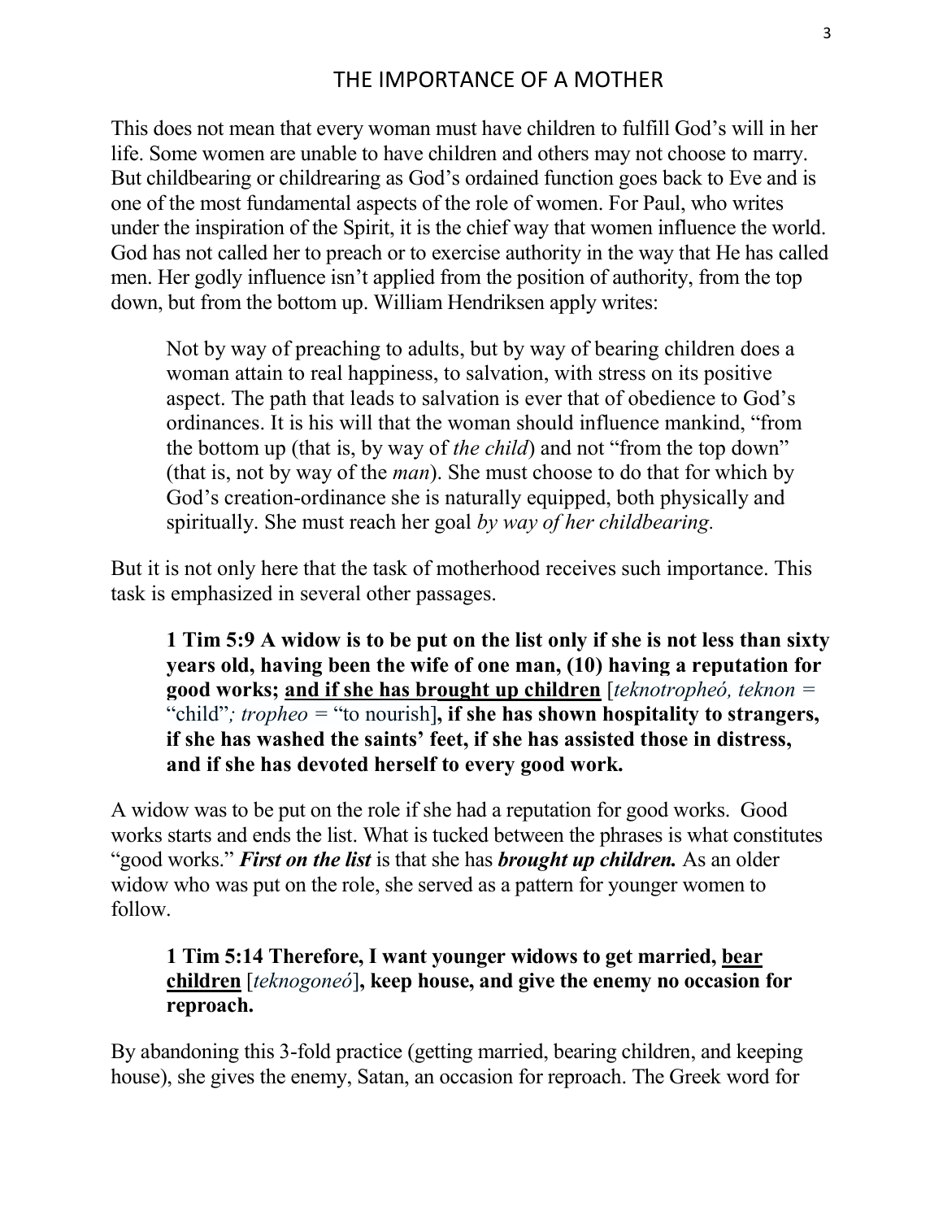# THE IMPORTANCE OF A MOTHER

This does not mean that every woman must have children to fulfill God's will in her life. Some women are unable to have children and others may not choose to marry. But childbearing or childrearing as God's ordained function goes back to Eve and is one of the most fundamental aspects of the role of women. For Paul, who writes under the inspiration of the Spirit, it is the chief way that women influence the world. God has not called her to preach or to exercise authority in the way that He has called men. Her godly influence isn't applied from the position of authority, from the top down, but from the bottom up. William Hendriksen apply writes:

> Not by way of preaching to adults, but by way of bearing children does a woman attain to real happiness, to salvation, with stress on its positive aspect. The path that leads to salvation is ever that of obedience to God's ordinances. It is his will that the woman should influence mankind, "from the bottom up (that is, by way of *the child*) and not "from the top down" (that is, not by way of the *man*). She must choose to do that for which by God's creation-ordinance she is naturally equipped, both physically and spiritually. She must reach her goal *by way of her childbearing.*

But it is not only here that the task of motherhood receives such importance. This task is emphasized in several other passages.

> **1 Tim 5:9 A widow is to be put on the list only if she is not less than sixty years old, having been the wife of one man, (10) having a reputation for good works; <u>and if she has brought up children</u>** [*teknotropheó, teknon* = "child"*; tropheo* = "to nourish]**, if she has shown hospitality to strangers, if she has washed the saints' feet, if she has assisted those in distress, and if she has devoted herself to every good work.**

A widow was to be put on the role if she had a reputation for good works. Good works starts and ends the list. What is tucked between the phrases is what constitutes "good works." ***First on the list*** is that she has ***brought up children.*** As an older widow who was put on the role, she served as a pattern for younger women to follow.

> **1 Tim 5:14 Therefore, I want younger widows to get married, <u>bear children</u>** [*teknogoneó*]**, keep house, and give the enemy no occasion for reproach.**

By abandoning this 3-fold practice (getting married, bearing children, and keeping house), she gives the enemy, Satan, an occasion for reproach. The Greek word for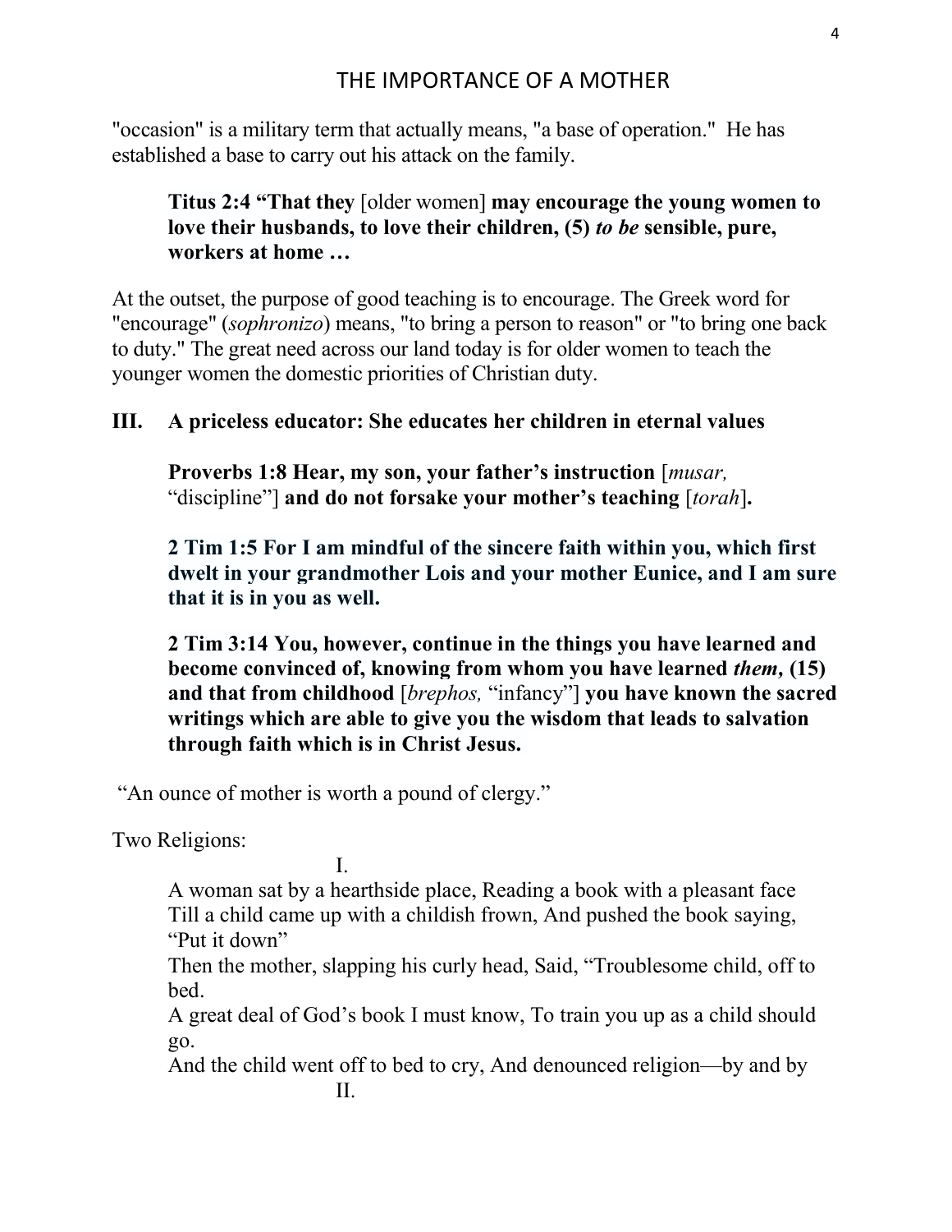"occasion" is a military term that actually means, "a base of operation." He has established a base to carry out his attack on the family.

> **Titus 2:4 "That they** [older women] **may encourage the young women to love their husbands, to love their children, (5)** ***to be*** **sensible, pure, workers at home …**

At the outset, the purpose of good teaching is to encourage. The Greek word for "encourage" (*sophronizo*) means, "to bring a person to reason" or "to bring one back to duty." The great need across our land today is for older women to teach the younger women the domestic priorities of Christian duty.

## III. A priceless educator: She educates her children in eternal values

> **Proverbs 1:8 Hear, my son, your father's instruction** [*musar,* "discipline"] **and do not forsake your mother's teaching** [*torah*]**.**
>
> **2 Tim 1:5 For I am mindful of the sincere faith within you, which first dwelt in your grandmother Lois and your mother Eunice, and I am sure that it is in you as well.**
>
> **2 Tim 3:14 You, however, continue in the things you have learned and become convinced of, knowing from whom you have learned** ***them,*** **(15) and that from childhood** [*brephos,* "infancy"] **you have known the sacred writings which are able to give you the wisdom that leads to salvation through faith which is in Christ Jesus.**

"An ounce of mother is worth a pound of clergy."

Two Religions:

I.

A woman sat by a hearthside place, Reading a book with a pleasant face
Till a child came up with a childish frown, And pushed the book saying, "Put it down"
Then the mother, slapping his curly head, Said, "Troublesome child, off to bed.
A great deal of God's book I must know, To train you up as a child should go.
And the child went off to bed to cry, And denounced religion—by and by

II.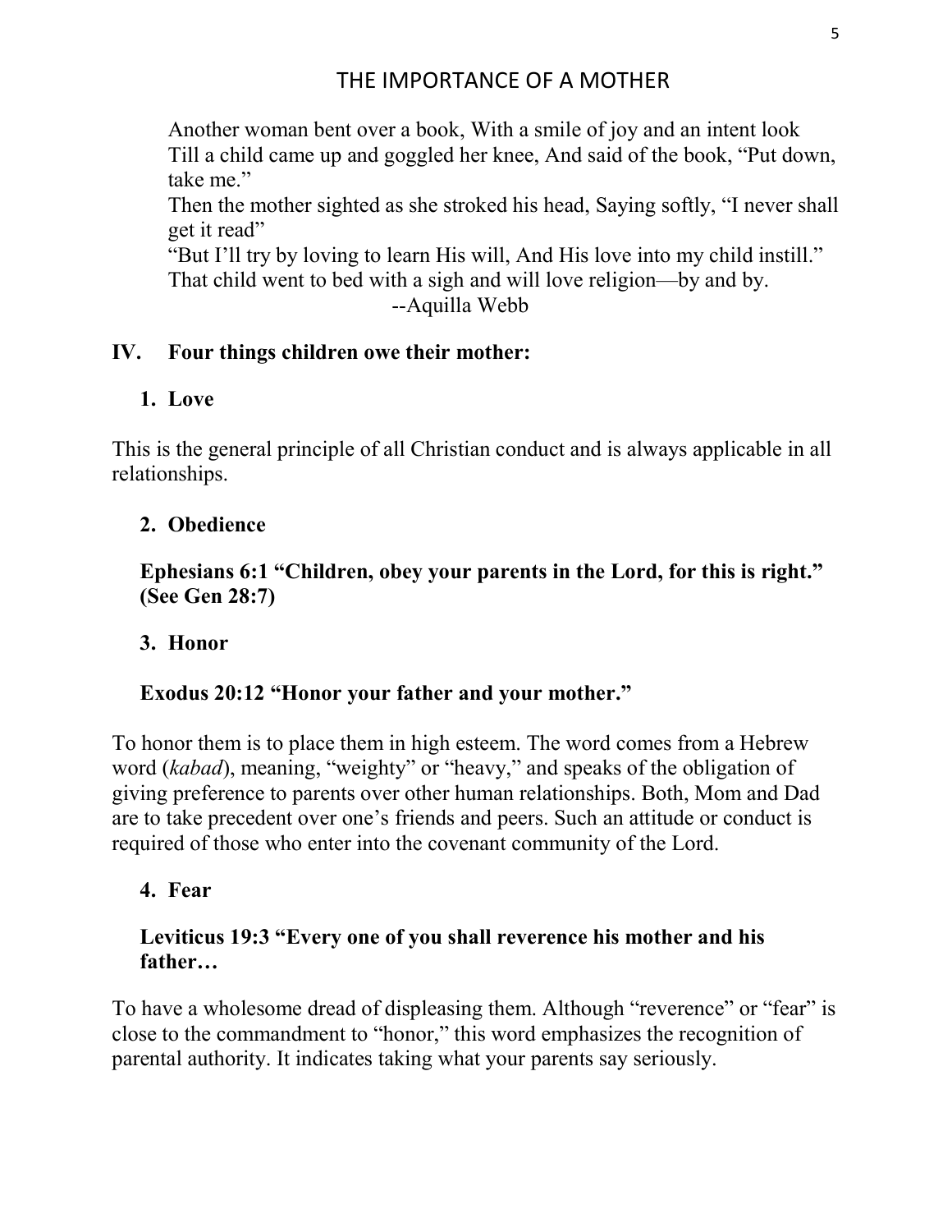Another woman bent over a book, With a smile of joy and an intent look
Till a child came up and goggled her knee, And said of the book, "Put down, take me."
Then the mother sighted as she stroked his head, Saying softly, "I never shall get it read"
"But I'll try by loving to learn His will, And His love into my child instill."
That child went to bed with a sigh and will love religion—by and by.

--Aquilla Webb

## IV. Four things children owe their mother:

### 1. Love

This is the general principle of all Christian conduct and is always applicable in all relationships.

### 2. Obedience

**Ephesians 6:1 "Children, obey your parents in the Lord, for this is right." (See Gen 28:7)**

### 3. Honor

**Exodus 20:12 "Honor your father and your mother."**

To honor them is to place them in high esteem. The word comes from a Hebrew word (*kabad*), meaning, "weighty" or "heavy," and speaks of the obligation of giving preference to parents over other human relationships. Both, Mom and Dad are to take precedent over one's friends and peers. Such an attitude or conduct is required of those who enter into the covenant community of the Lord.

### 4. Fear

**Leviticus 19:3 "Every one of you shall reverence his mother and his father…**

To have a wholesome dread of displeasing them. Although "reverence" or "fear" is close to the commandment to "honor," this word emphasizes the recognition of parental authority. It indicates taking what your parents say seriously.